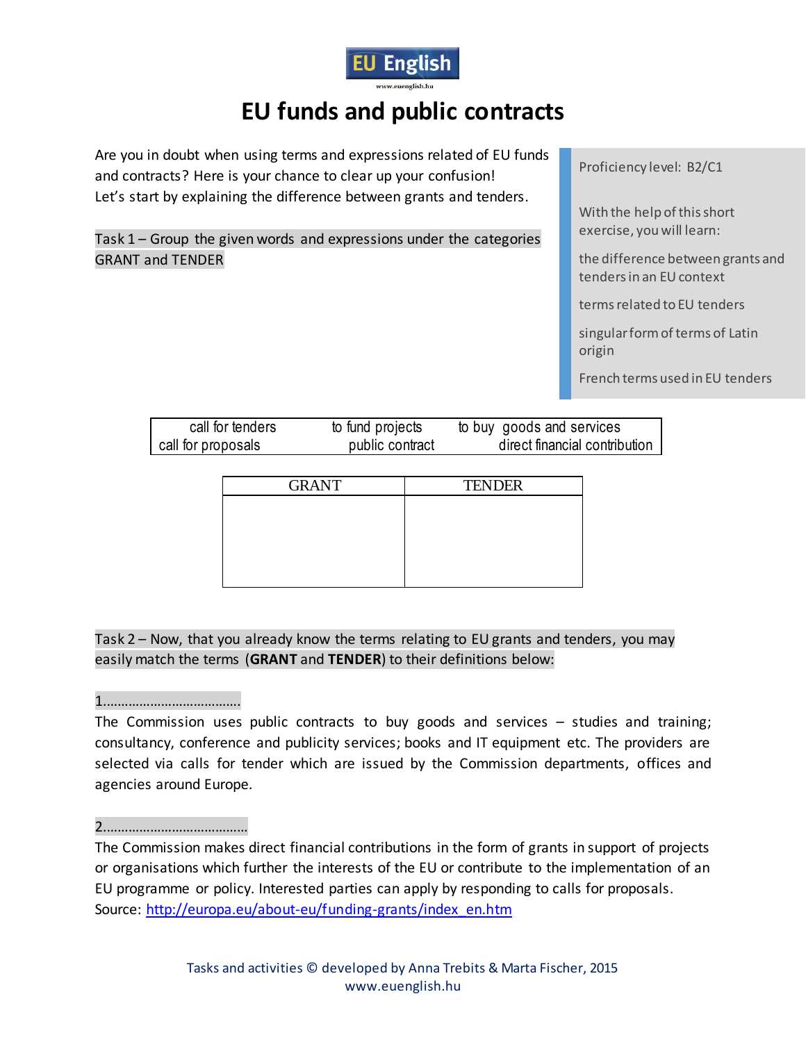**EU English**

www.euenglish.hu

# EU funds and public contracts

Are you in doubt when using terms and expressions related of EU funds and contracts? Here is your chance to clear up your confusion!
Let's start by explaining the difference between grants and tenders.

Proficiency level: B2/C1

With the help of this short exercise, you will learn:

the difference between grants and tenders in an EU context

terms related to EU tenders

singular form of terms of Latin origin

French terms used in EU tenders

Task 1 – Group the given words and expressions under the categories GRANT and TENDER

| call for tenders | to fund projects | to buy goods and services |
|---|---|---|
| call for proposals | public contract | direct financial contribution |

| GRANT | TENDER |
|---|---|
| | |

Task 2 – Now, that you already know the terms relating to EU grants and tenders, you may easily match the terms (**GRANT** and **TENDER**) to their definitions below:

1.....................................
The Commission uses public contracts to buy goods and services – studies and training; consultancy, conference and publicity services; books and IT equipment etc. The providers are selected via calls for tender which are issued by the Commission departments, offices and agencies around Europe.

2.......................................
The Commission makes direct financial contributions in the form of grants in support of projects or organisations which further the interests of the EU or contribute to the implementation of an EU programme or policy. Interested parties can apply by responding to calls for proposals.
Source: http://europa.eu/about-eu/funding-grants/index_en.htm

Tasks and activities © developed by Anna Trebits & Marta Fischer, 2015
www.euenglish.hu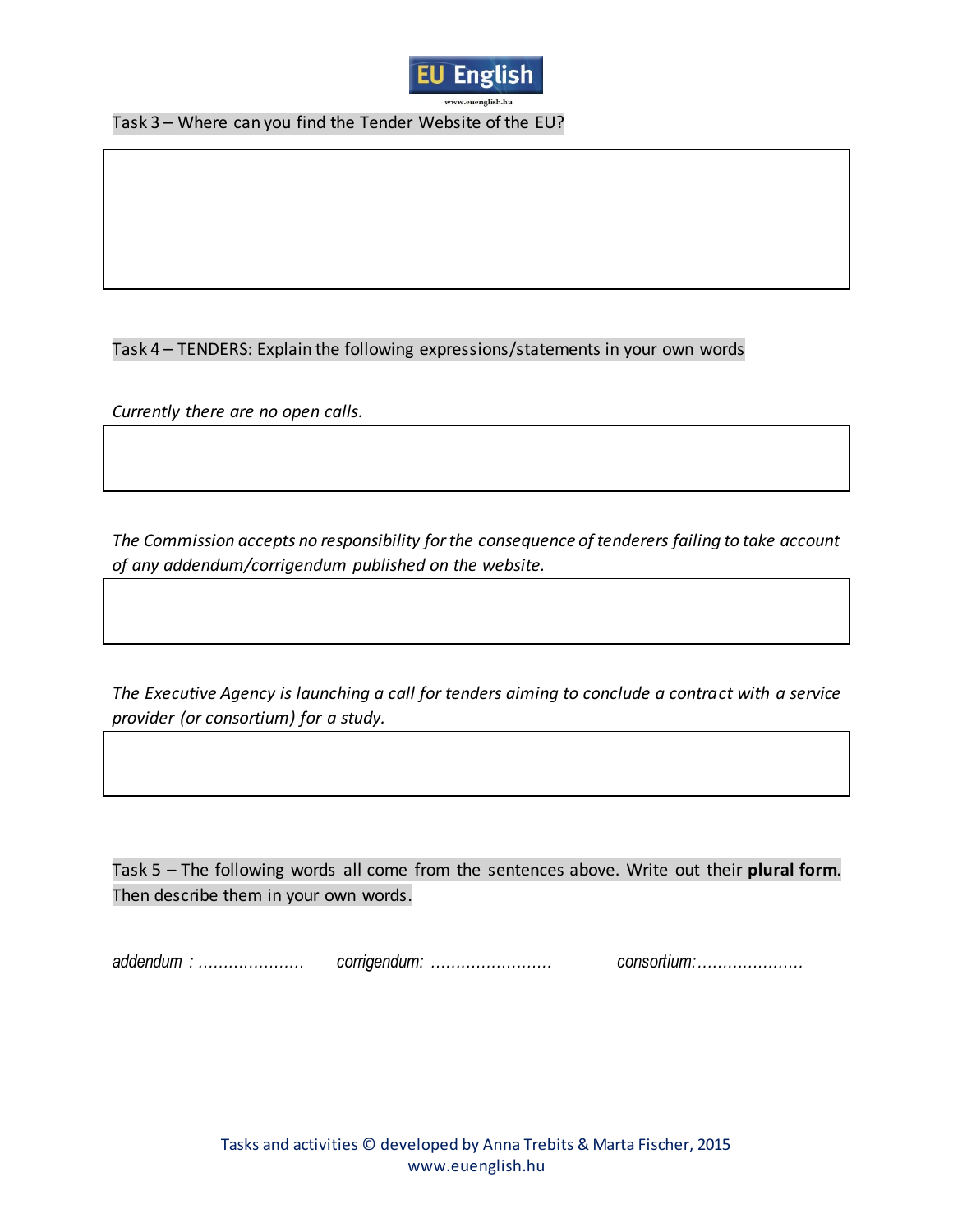Task 3 – Where can you find the Tender Website of the EU?

Task 4 – TENDERS: Explain the following expressions/statements in your own words

*Currently there are no open calls.*

*The Commission accepts no responsibility for the consequence of tenderers failing to take account of any addendum/corrigendum published on the website.*

*The Executive Agency is launching a call for tenders aiming to conclude a contract with a service provider (or consortium) for a study.*

Task 5 – The following words all come from the sentences above. Write out their **plural form**. Then describe them in your own words.

*addendum :* ………………… *corrigendum:* …………………… *consortium:*…………………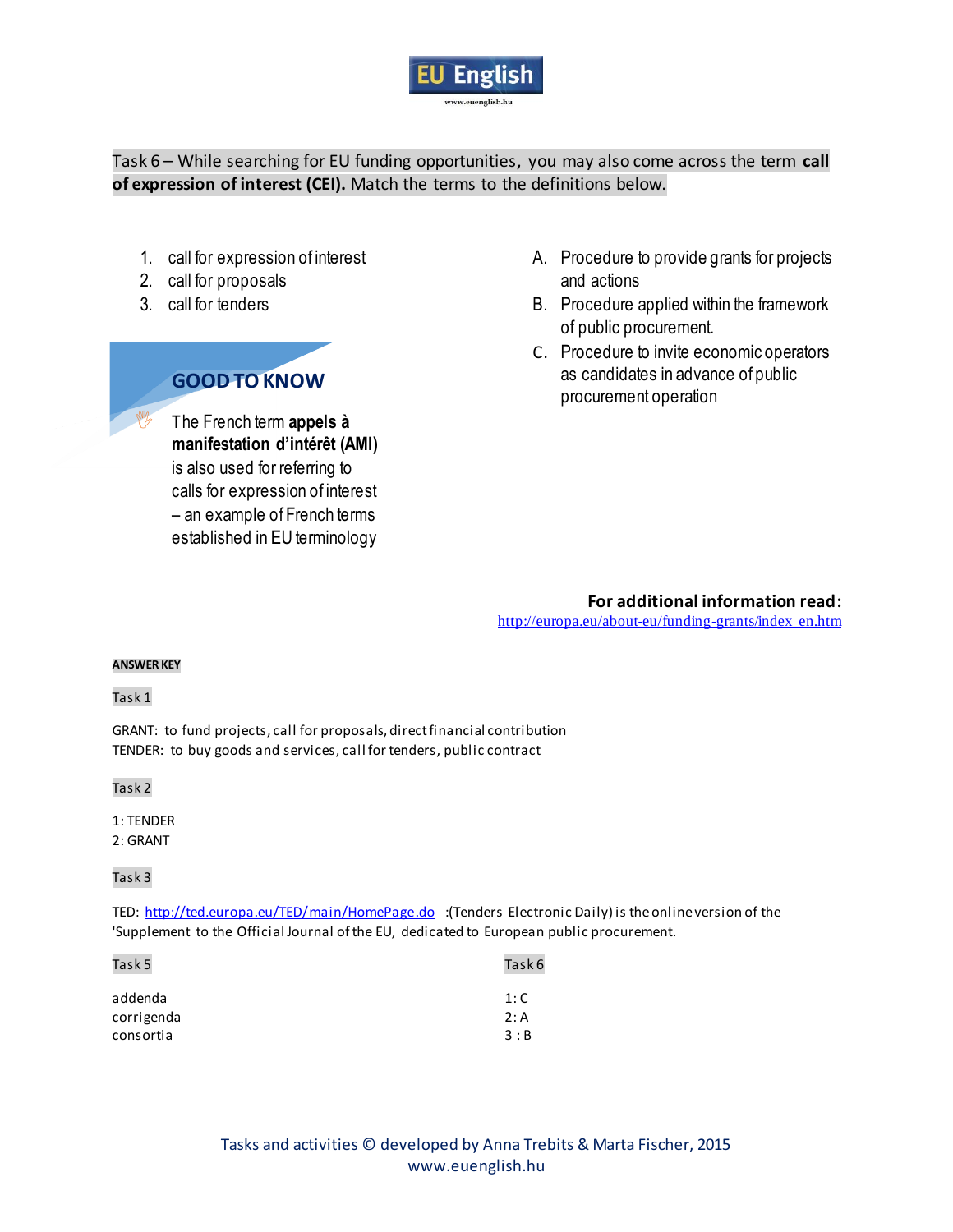Task 6 – While searching for EU funding opportunities, you may also come across the term **call of expression of interest (CEI).** Match the terms to the definitions below.

1. call for expression of interest
2. call for proposals
3. call for tenders

A. Procedure to provide grants for projects and actions
B. Procedure applied within the framework of public procurement.
C. Procedure to invite economic operators as candidates in advance of public procurement operation

## GOOD TO KNOW

The French term **appels à manifestation d'intérêt (AMI)** is also used for referring to calls for expression of interest – an example of French terms established in EU terminology

**For additional information read:**
http://europa.eu/about-eu/funding-grants/index_en.htm

**ANSWER KEY**

Task 1

GRANT: to fund projects, call for proposals, direct financial contribution
TENDER: to buy goods and services, call for tenders, public contract

Task 2

1: TENDER
2: GRANT

Task 3

TED: http://ted.europa.eu/TED/main/HomePage.do :(Tenders Electronic Daily) is the online version of the 'Supplement to the Official Journal of the EU, dedicated to European public procurement.

Task 5

addenda
corrigenda
consortia

Task 6

1: C
2: A
3 : B

Tasks and activities © developed by Anna Trebits & Marta Fischer, 2015
www.euenglish.hu